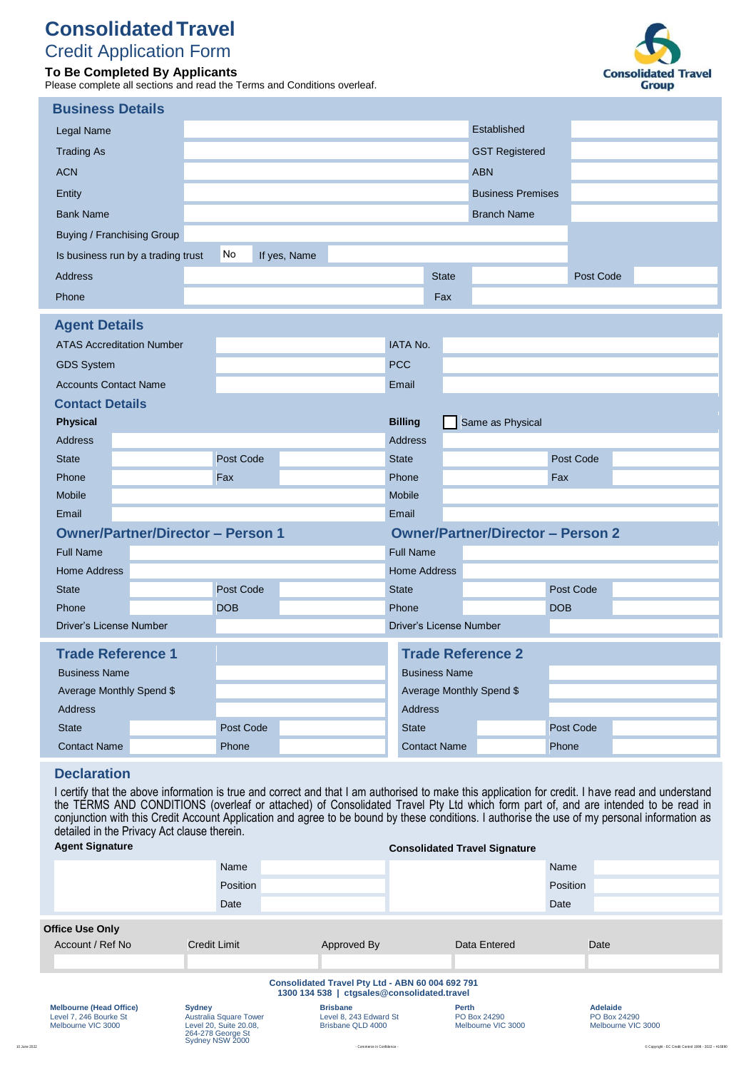# Consolidated Travel

## Credit Application Form

**To Be Completed By Applicants**

Please complete all sections and read the Terms and Conditions overleaf.

## Business Details

| | | | |
|---|---|---|---|
| Legal Name | | Established | |
| Trading As | | GST Registered | |
| ACN | | ABN | |
| Entity | | Business Premises | |
| Bank Name | | Branch Name | |
| Buying / Franchising Group | | | |

| | | | |
|---|---|---|---|
| Is business run by a trading trust | No | If yes, Name | |

| | | | | | |
|---|---|---|---|---|---|
| Address | | State | | Post Code | |
| Phone | | Fax | | | |

## Agent Details

| | | | |
|---|---|---|---|
| ATAS Accreditation Number | | IATA No. | |
| GDS System | | PCC | |
| Accounts Contact Name | | Email | |

## Contact Details

| **Physical** | | | | **Billing** | ☐ Same as Physical | | |
|---|---|---|---|---|---|---|---|
| Address | | | | Address | | | |
| State | | Post Code | | State | | Post Code | |
| Phone | | Fax | | Phone | | Fax | |
| Mobile | | | | Mobile | | | |
| Email | | | | Email | | | |

## Owner/Partner/Director – Person 1 / Owner/Partner/Director – Person 2

| Person 1 | | | | Person 2 | | | |
|---|---|---|---|---|---|---|---|
| Full Name | | | | Full Name | | | |
| Home Address | | | | Home Address | | | |
| State | | Post Code | | State | | Post Code | |
| Phone | | DOB | | Phone | | DOB | |
| Driver's License Number | | | | Driver's License Number | | | |

## Trade Reference 1 / Trade Reference 2

| Trade Reference 1 | | | | Trade Reference 2 | | | |
|---|---|---|---|---|---|---|---|
| Business Name | | | | Business Name | | | |
| Average Monthly Spend $ | | | | Average Monthly Spend $ | | | |
| Address | | | | Address | | | |
| State | | Post Code | | State | | Post Code | |
| Contact Name | | Phone | | Contact Name | | Phone | |

## Declaration

I certify that the above information is true and correct and that I am authorised to make this application for credit. I have read and understand the TERMS AND CONDITIONS (overleaf or attached) of Consolidated Travel Pty Ltd which form part of, and are intended to be read in conjunction with this Credit Account Application and agree to be bound by these conditions. I authorise the use of my personal information as detailed in the Privacy Act clause therein.

| **Agent Signature** | | | **Consolidated Travel Signature** | | |
|---|---|---|---|---|---|
| | Name | | | Name | |
| | Position | | | Position | |
| | Date | | | Date | |

**Office Use Only**

| Account / Ref No | Credit Limit | Approved By | Data Entered | Date |
|---|---|---|---|---|
| | | | | |

**Consolidated Travel Pty Ltd - ABN 60 004 692 791**
**1300 134 538 | ctgsales@consolidated.travel**

**Melbourne (Head Office)**
Level 7, 246 Bourke St
Melbourne VIC 3000

**Sydney**
Australia Square Tower
Level 20, Suite 20.08,
264-278 George St
Sydney NSW 2000

**Brisbane**
Level 8, 243 Edward St
Brisbane QLD 4000

**Perth**
PO Box 24290
Melbourne VIC 3000

**Adelaide**
PO Box 24290
Melbourne VIC 3000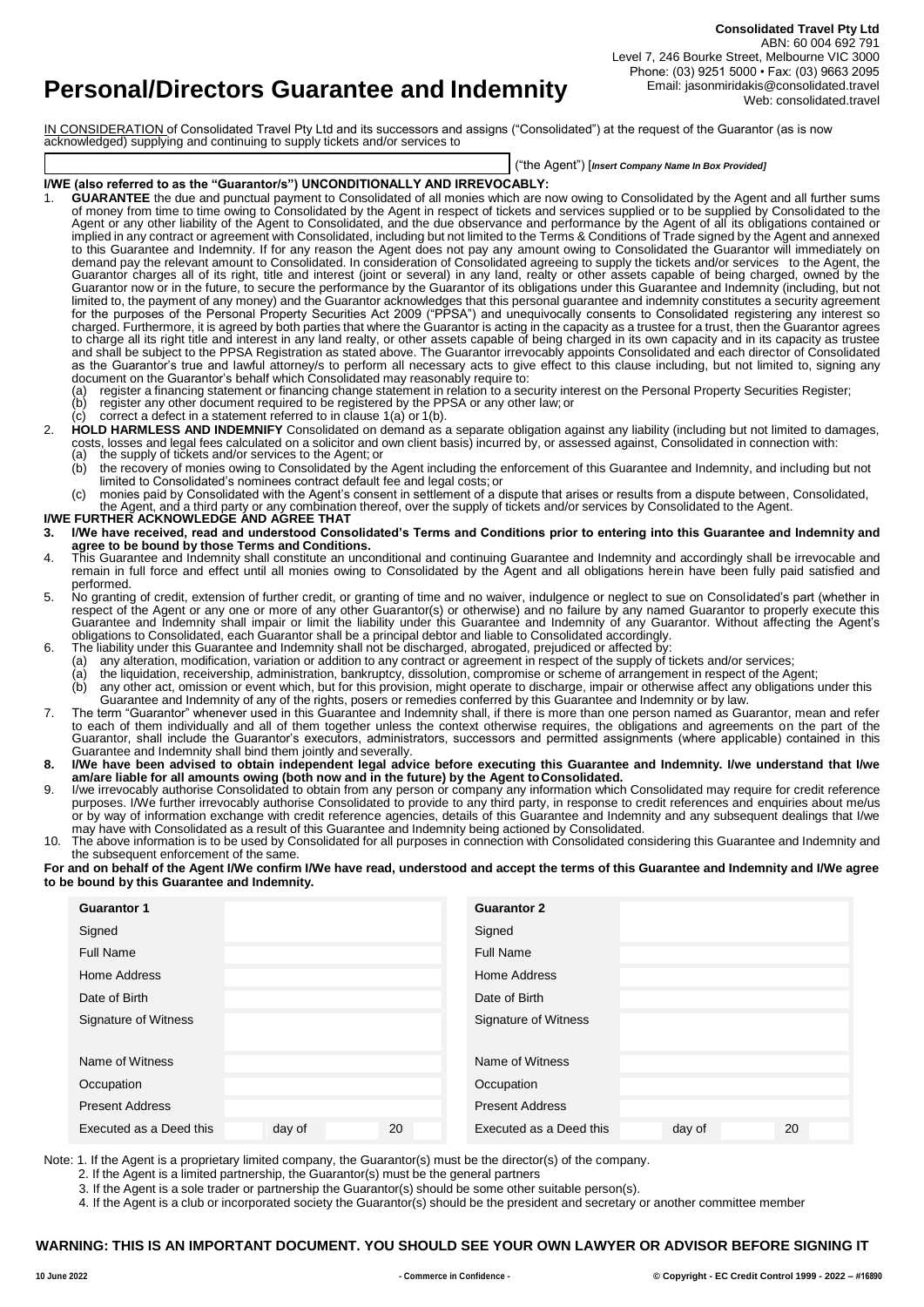Consolidated Travel Pty Ltd
ABN: 60 004 692 791
Level 7, 246 Bourke Street, Melbourne VIC 3000
Phone: (03) 9251 5000 • Fax: (03) 9663 2095
Email: jasonmiridakis@consolidated.travel
Web: consolidated.travel

# Personal/Directors Guarantee and Indemnity

IN CONSIDERATION of Consolidated Travel Pty Ltd and its successors and assigns ("Consolidated") at the request of the Guarantor (as is now acknowledged) supplying and continuing to supply tickets and/or services to

| |
|---|
| |

("the Agent") [*Insert Company Name In Box Provided]*

**I/WE (also referred to as the "Guarantor/s") UNCONDITIONALLY AND IRREVOCABLY:**

1. **GUARANTEE** the due and punctual payment to Consolidated of all monies which are now owing to Consolidated by the Agent and all further sums of money from time to time owing to Consolidated by the Agent in respect of tickets and services supplied or to be supplied by Consolidated to the Agent or any other liability of the Agent to Consolidated, and the due observance and performance by the Agent of all its obligations contained or implied in any contract or agreement with Consolidated, including but not limited to the Terms & Conditions of Trade signed by the Agent and annexed to this Guarantee and Indemnity. If for any reason the Agent does not pay any amount owing to Consolidated the Guarantor will immediately on demand pay the relevant amount to Consolidated. In consideration of Consolidated agreeing to supply the tickets and/or services to the Agent, the Guarantor charges all of its right, title and interest (joint or several) in any land, realty or other assets capable of being charged, owned by the Guarantor now or in the future, to secure the performance by the Guarantor of its obligations under this Guarantee and Indemnity (including, but not limited to, the payment of any money) and the Guarantor acknowledges that this personal guarantee and indemnity constitutes a security agreement for the purposes of the Personal Property Securities Act 2009 ("PPSA") and unequivocally consents to Consolidated registering any interest so charged. Furthermore, it is agreed by both parties that where the Guarantor is acting in the capacity as a trustee for a trust, then the Guarantor agrees to charge all its right title and interest in any land realty, or other assets capable of being charged in its own capacity and in its capacity as trustee and shall be subject to the PPSA Registration as stated above. The Guarantor irrevocably appoints Consolidated and each director of Consolidated as the Guarantor's true and lawful attorney/s to perform all necessary acts to give effect to this clause including, but not limited to, signing any document on the Guarantor's behalf which Consolidated may reasonably require to:
   (a) register a financing statement or financing change statement in relation to a security interest on the Personal Property Securities Register;
   (b) register any other document required to be registered by the PPSA or any other law; or
   (c) correct a defect in a statement referred to in clause 1(a) or 1(b).
2. **HOLD HARMLESS AND INDEMNIFY** Consolidated on demand as a separate obligation against any liability (including but not limited to damages, costs, losses and legal fees calculated on a solicitor and own client basis) incurred by, or assessed against, Consolidated in connection with:
   (a) the supply of tickets and/or services to the Agent; or
   (b) the recovery of monies owing to Consolidated by the Agent including the enforcement of this Guarantee and Indemnity, and including but not limited to Consolidated's nominees contract default fee and legal costs; or
   (c) monies paid by Consolidated with the Agent's consent in settlement of a dispute that arises or results from a dispute between, Consolidated, the Agent, and a third party or any combination thereof, over the supply of tickets and/or services by Consolidated to the Agent.

**I/WE FURTHER ACKNOWLEDGE AND AGREE THAT**

3. **I/We have received, read and understood Consolidated's Terms and Conditions prior to entering into this Guarantee and Indemnity and agree to be bound by those Terms and Conditions.**
4. This Guarantee and Indemnity shall constitute an unconditional and continuing Guarantee and Indemnity and accordingly shall be irrevocable and remain in full force and effect until all monies owing to Consolidated by the Agent and all obligations herein have been fully paid satisfied and performed.
5. No granting of credit, extension of further credit, or granting of time and no waiver, indulgence or neglect to sue on Consolidated's part (whether in respect of the Agent or any one or more of any other Guarantor(s) or otherwise) and no failure by any named Guarantor to properly execute this Guarantee and Indemnity shall impair or limit the liability under this Guarantee and Indemnity of any Guarantor. Without affecting the Agent's obligations to Consolidated, each Guarantor shall be a principal debtor and liable to Consolidated accordingly.
6. The liability under this Guarantee and Indemnity shall not be discharged, abrogated, prejudiced or affected by:
   (a) any alteration, modification, variation or addition to any contract or agreement in respect of the supply of tickets and/or services;
   (a) the liquidation, receivership, administration, bankruptcy, dissolution, compromise or scheme of arrangement in respect of the Agent;
   (b) any other act, omission or event which, but for this provision, might operate to discharge, impair or otherwise affect any obligations under this Guarantee and Indemnity of any of the rights, posers or remedies conferred by this Guarantee and Indemnity or by law.
7. The term "Guarantor" whenever used in this Guarantee and Indemnity shall, if there is more than one person named as Guarantor, mean and refer to each of them individually and all of them together unless the context otherwise requires, the obligations and agreements on the part of the Guarantor, shall include the Guarantor's executors, administrators, successors and permitted assignments (where applicable) contained in this Guarantee and Indemnity shall bind them jointly and severally.
8. **I/We have been advised to obtain independent legal advice before executing this Guarantee and Indemnity. I/we understand that I/we am/are liable for all amounts owing (both now and in the future) by the Agent to Consolidated.**
9. I/we irrevocably authorise Consolidated to obtain from any person or company any information which Consolidated may require for credit reference purposes. I/We further irrevocably authorise Consolidated to provide to any third party, in response to credit references and enquiries about me/us or by way of information exchange with credit reference agencies, details of this Guarantee and Indemnity and any subsequent dealings that I/we may have with Consolidated as a result of this Guarantee and Indemnity being actioned by Consolidated.
10. The above information is to be used by Consolidated for all purposes in connection with Consolidated considering this Guarantee and Indemnity and the subsequent enforcement of the same.

**For and on behalf of the Agent I/We confirm I/We have read, understood and accept the terms of this Guarantee and Indemnity and I/We agree to be bound by this Guarantee and Indemnity.**

| Guarantor 1 | | | Guarantor 2 | | |
|---|---|---|---|---|---|
| Signed | | | Signed | | |
| Full Name | | | Full Name | | |
| Home Address | | | Home Address | | |
| Date of Birth | | | Date of Birth | | |
| Signature of Witness | | | Signature of Witness | | |
| Name of Witness | | | Name of Witness | | |
| Occupation | | | Occupation | | |
| Present Address | | | Present Address | | |
| Executed as a Deed this | day of | 20 | Executed as a Deed this | day of | 20 |

Note: 1. If the Agent is a proprietary limited company, the Guarantor(s) must be the director(s) of the company.
2. If the Agent is a limited partnership, the Guarantor(s) must be the general partners
3. If the Agent is a sole trader or partnership the Guarantor(s) should be some other suitable person(s).
4. If the Agent is a club or incorporated society the Guarantor(s) should be the president and secretary or another committee member

**WARNING: THIS IS AN IMPORTANT DOCUMENT. YOU SHOULD SEE YOUR OWN LAWYER OR ADVISOR BEFORE SIGNING IT**

10 June 2022 - Commerce in Confidence - © Copyright - EC Credit Control 1999 - 2022 – #16890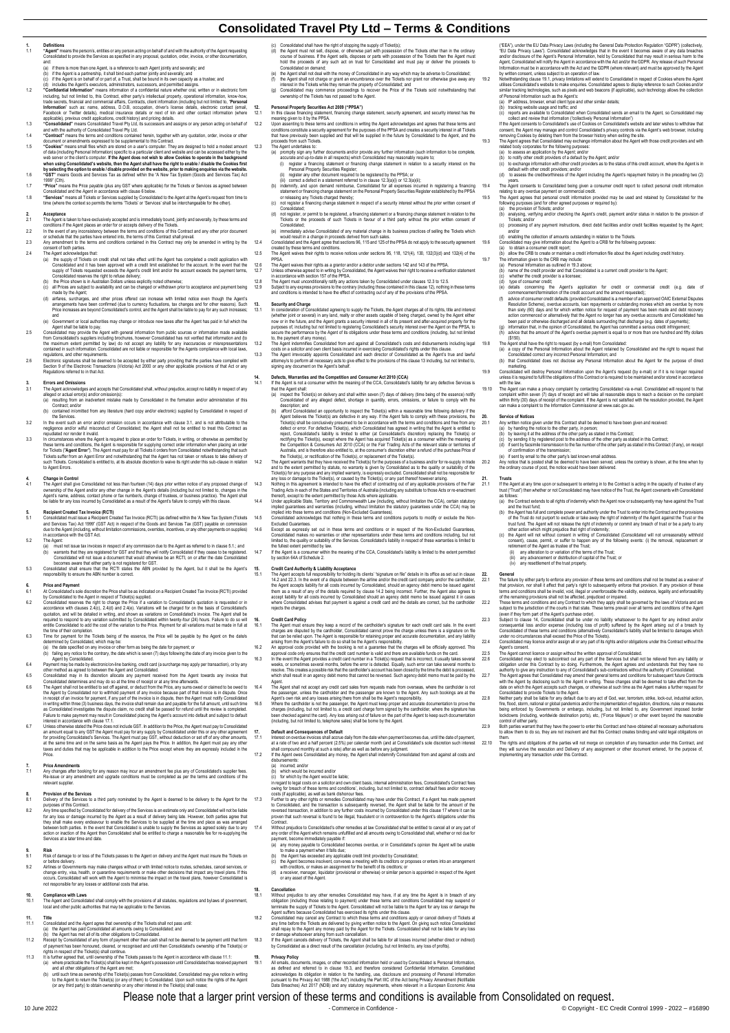# Consolidated Travel Pty Ltd – Terms & Conditions

**1. Definitions**

1.1 **"Agent"** means the person/s, entities or any person acting on behalf of and with the authority of the Agent requesting Consolidated to provide the Services as specified in any proposal, quotation, order, invoice, or other documentation, and:
(a) if there is more than one Agent, is a reference to each Agent jointly and severally; and
(b) if the Agent is a partnership, it shall bind each partner jointly and severally; and
(c) if the Agent is on behalf of or part of, a Trust, shall be bound in its own capacity as a trustee; and
(d) includes the Agent's executors, administrators, successors, and permitted assigns.

1.2 **"Confidential Information"** means information of a confidential nature whether oral, written or in electronic form including, but not limited to, this Contract, either party's intellectual property, operational information, know-how, trade secrets, financial and commercial affairs, Contracts, client information (including but not limited to, "**Personal Information**" such as: name, address, D.O.B, occupation, driver's license details, electronic contact (email, Facebook or Twitter details), medical insurance details or next of kin and other contact information (where applicable), previous credit applications, credit history) and pricing details.

1.3 **"Consolidated"** means Consolidated Travel Pty Ltd, its successors and assigns or any person acting on behalf of and with the authority of Consolidated Travel Pty Ltd.

1.4 **"Contract"** means the terms and conditions contained herein, together with any quotation, order, invoice or other document or amendments expressed to be supplemental to this Contract.

1.5 **"Cookies"** means small files which are stored on a user's computer. They are designed to hold a modest amount of data (including Personal Information) specific to a particular client and website and can be accessed either by the web server or the client's computer. **If the Agent does not wish to allow Cookies to operate in the background when using Consolidated's website, then the Agent shall have the right to enable / disable the Cookies first by selecting the option to enable / disable provided on the website, prior to making enquiries via the website.**

1.6 **"GST"** means Goods and Services Tax as defined within the "A New Tax System (Goods and Services Tax) Act 1999" (Cth).

1.7 **"Price"** means the Price payable (plus any GST where applicable) for the Tickets or Services as agreed between Consolidated and the Agent in accordance with clause 6 below.

1.8 **"Services"** means all Tickets or Services supplied by Consolidated to the Agent at the Agent's request from time to time (where the context so permits the terms 'Tickets' or 'Services' shall be interchangeable for the other).

**2. Acceptance**

2.1 The Agent is taken to have exclusively accepted and is immediately bound, jointly and severally, by these terms and conditions if the Agent places an order for or accepts delivery of the Tickets.

2.2 In the event of any inconsistency between the terms and conditions of this Contract and any other prior document or schedule that the parties have entered into, the terms of this Contract shall prevail.

2.3 Any amendment to the terms and conditions contained in this Contract may only be amended in writing by the consent of both parties.

2.4 The Agent acknowledges that:
(a) the supply of Tickets on credit shall not take effect until the Agent has completed a credit application with Consolidated and it has been approved with a credit limit established for the account. In the event that the supply of Tickets requested exceeds the Agent's credit limit and/or the account exceeds the payment terms, Consolidated reserves the right to refuse delivery;
(b) the Price shown is in Australian Dollars unless explicitly noted otherwise;
(c) all Prices are subject to availability and can be changed or withdrawn prior to acceptance and payment being made by the Agent;
(d) airfares, surcharges, and other prices offered can increase with limited notice even though the Agent's arrangements have been confirmed (due to currency fluctuations, tax changes and for other reasons). Such Price increases are beyond Consolidated's control, and the Agent shall be liable to pay for any such increases; and
(e) Government or local authorities may change or introduce new taxes after the Agent has paid in full which the Agent shall be liable to pay.

2.5 Consolidated may provide the Agent with general information from public sources or information made available from Consolidated's suppliers including brochures, however Consolidated has not verified that information and (to the maximum extent permitted by law) do not accept any liability for any inaccuracies or misrepresentations contained in such information. Consolidated are not liable or responsible for the Agents compliance with local laws, regulations, and other requirements.

2.6 Electronic signatures shall be deemed to be accepted by either party providing that the parties have complied with Section 9 of the Electronic Transactions (Victoria) Act 2000 or any other applicable provisions of that Act or any Regulations referred to in that Act.

**3. Errors and Omissions**

3.1 The Agent acknowledges and accepts that Consolidated shall, without prejudice, accept no liability in respect of any alleged or actual error(s) and/or omission(s):
(a) resulting from an inadvertent mistake made by Consolidated in the formation and/or administration of this Contract; and/or
(b) contained in/omitted from any literature (hard copy and/or electronic) supplied by Consolidated in respect of the Services.

3.2 In the event such an error and/or omission occurs in accordance with clause 3.1, and is not attributable to the negligence and/or wilful misconduct of Consolidated; the Agent shall not be entitled to treat this Contract as repudiated nor render it invalid.

3.3 In circumstances where the Agent is required to place an order for Tickets, in writing, or otherwise as permitted by these terms and conditions, the Agent is responsible for supplying correct order information when placing an order for Tickets ("**Agent Error**"). The Agent must pay for all Tickets it orders from Consolidated notwithstanding that such Tickets suffer from an Agent Error and notwithstanding that the Agent has not taken or refuses to take delivery of such Tickets. Consolidated is entitled to, at its absolute discretion to waive its right under this sub-clause in relation to Agent Errors.

**4. Change in Control**

4.1 The Agent shall give Consolidated not less than fourteen (14) days prior written notice of any proposed change of ownership of the Agent and/or any other change in the Agent's details (including but not limited to, changes in the Agent's name, address, contact phone or fax number/s, change of trustees, or business practice). The Agent shall be liable for any loss incurred by Consolidated as a result of the Agent's failure to comply with this clause.

**5. Recipient Created Tax Invoice (RCTI)**

5.1 Consolidated must issue a Recipient Created Tax Invoice (RCTI) (as defined within the 'A New Tax System (Tickets and Services Tax) Act 1999" (GST Act) in respect of the Goods and Services Tax (GST) payable on commission due to the Agent (including, without limitation commissions, overrides, incentives, or any other payments on supplies) in accordance with the GST Act.

5.2 The Agent:
(a) must not issue tax invoices in respect of any commission due to the Agent as referred to in clause 5.1.; and
(b) warrants that they are registered for GST and that they will notify Consolidated if they cease to be registered. Consolidated will not issue a document that would otherwise be an RCTI, on or after the date Consolidated becomes aware that either party is not registered for GST.

5.3 Consolidated shall ensure that the RCTI states the ABN provided by the Agent, but it shall be the Agent's responsibility to ensure the ABN number is correct.

**6. Price and Payment**

6.1 At Consolidated's sole discretion the Price shall be as indicated on a Recipient Created Tax Invoice (RCTI) provided by Consolidated to the Agent in respect of Ticket(s) supplied.

6.2 Consolidated reserves the right to change the Price if a variation to Consolidated's quotation is requested or in accordance with clauses 2.4(c), 2.4(d) and 2.4(e). Variations will be charged for on the basis of Consolidated's quotation, and will be detailed in writing, and shown as variations on Consolidated's invoice. The Agent shall be required to respond to any variation submitted by Consolidated within twenty-four (24) hours. Failure to do so will entitle Consolidated to add the cost of the variation to the Price. Payment for all variations must be made in full at the time of their completion.

6.3 Time for payment for the Tickets being of the essence, the Price will be payable by the Agent on the date/s determined by Consolidated, which may be:
(a) the date specified on any invoice or other form as being the date for payment; or
(b) failing any notice to the contrary, the date which is seven (7) days following the date of any invoice given to the Agent by Consolidated.

6.4 Payment may be made by electronic/on-line banking, credit card (a surcharge may apply per transaction), or by any other method as agreed to between the Agent and Consolidated.

6.5 Consolidated may in its discretion allocate any payment received from the Agent towards any invoice that Consolidated determines and may do so at the time of receipt or at any time afterwards.

6.6 The Agent shall not be entitled to set off against, or deduct from the Price, any sums owed or claimed to be owed to the Agent by Consolidated nor to withhold payment of any invoice because part of that invoice is in dispute. Once in receipt of an invoice for payment, if any part of the invoice is in dispute, then the Agent must notify Consolidated in writing within three (3) business days, the invoice shall remain due and payable for the full amount, until such time as Consolidated investigates the dispute claim, no credit shall be passed for refund until the review is completed. Failure to make payment may result in Consolidated placing the Agent's account into default and subject to default interest in accordance with clause 17.1.

6.7 Unless otherwise stated the Price does not include GST. In addition to the Price, the Agent must pay to Consolidated an amount equal to any GST the Agent must pay for any supply by Consolidated under this or any other agreement for providing Consolidated's Services. The Agent must pay GST, without deduction or set off of any other amounts, at the same time and on the same basis as the Agent pays the Price. In addition, the Agent must pay any other taxes and duties that may be applicable in addition to the Price except where they are expressly included in the Price.

**7. Price Amendments**

7.1 Any changes after booking for any reason may incur an amendment fee plus any of Consolidated's supplier fees. Re-issue or any amendment and upgrade conditions must be completed as per the terms and conditions of the relevant supplier.

**8. Provision of the Services**

8.1 Delivery of the Services to a third party nominated by the Agent is deemed to be delivery to the Agent for the purposes of this Contract.

8.2 Any time specified by Consolidated for delivery of the Services is an estimate only and Consolidated will not be liable for any loss or damage incurred by the Agent as a result of delivery being late. However, both parties agree that they shall make every endeavour to enable the Services to be supplied at the time and place as was arranged between both parties. In the event that Consolidated is unable to supply the Services as agreed solely due to any action or inaction of the Agent then Consolidated shall be entitled to charge a reasonable fee for re-supplying the Services at a later time and date.

**9. Risk**

9.1 Risk of damage to or loss of the Tickets passes to the Agent on delivery and the Agent must insure the Tickets on or before delivery.

9.2 Airlines or Governments may make changes without or with limited notice to routes, schedules, cancel services, or change entry, visa, health, or quarantine requirements or make other decisions that impact any travel plans. If this occurs, Consolidated will work with the Agent to minimise the impact on the travel plans, however Consolidated is not responsible for any losses or additional costs that arise.

**10. Compliance with Laws**

10.1 The Agent and Consolidated shall comply with the provisions of all statutes, regulations and bylaws of government, local and other public authorities that may be applicable to the Services.

**11. Title**

11.1 Consolidated and the Agent agree that ownership of the Tickets shall not pass until:
(a) the Agent has paid Consolidated all amounts owing to Consolidated; and
(b) the Agent has met all of its other obligations to Consolidated.

11.2 Receipt by Consolidated of any form of payment other than cash shall not be deemed to be payment until that form of payment has been honoured, cleared, or recognised and until then Consolidated's ownership of the Ticket(s) or rights in respect of the Ticket(s) shall continue.

11.3 It is further agreed that, until ownership of the Tickets passes to the Agent in accordance with clause 11.1:
(a) where practicable the Ticket(s) shall be kept in the Agent's possession until Consolidated has received payment and all other obligations of the Agent are met;
(b) until such time as ownership of the Ticket(s) passes from Consolidated, Consolidated may give notice in writing to the Agent to return the Ticket(s) (or any of them) to Consolidated. Upon such notice the rights of the Agent (or any third party) to obtain ownership or any other interest in the Ticket(s) shall cease;
(c) Consolidated shall have the right of stopping the supply of Ticket(s);
(d) the Agent must not sell, dispose, or otherwise part with possession of the Tickets other than in the ordinary course of business. If the Agent sells, disposes or parts with possession of the Tickets then the Agent must hold the proceeds of any such act on trust for Consolidated and must pay or deliver the proceeds to Consolidated on demand;
(e) the Agent shall not deal with the money of Consolidated in any way which may be adverse to Consolidated;
(f) the Agent shall not charge or grant an encumbrance over the Tickets nor grant nor otherwise give away any interest in the Tickets while they remain the property of Consolidated; and
(g) Consolidated may commence proceedings to recover the Price of the Tickets sold notwithstanding that ownership of the Tickets has not passed to the Agent.

**12. Personal Property Securities Act 2009 ("PPSA")**

12.1 In this clause financing statement, financing change statement, security agreement, and security interest has the meaning given to it by the PPSA.

12.2 Upon assenting to these terms and conditions in writing the Agent acknowledges and agrees that these terms and conditions constitute a security agreement for the purposes of the PPSA and creates a security interest in all Tickets that have previously been supplied and that will be supplied in the future by Consolidated to the Agent, and the proceeds from such Tickets.

12.3 The Agent undertakes to:
(a) promptly sign any further documents and/or provide any further information (such information to be complete, accurate and up-to-date in all respects) which Consolidated may reasonably require to;
(i) register a financing statement or financing change statement in relation to a security interest on the Personal Property Securities Register;
(ii) register any other document required to be registered by the PPSA; or
(iii) correct a defect in a statement referred to in clause 12.3(a)(i) or 12.3(a)(ii);
(b) indemnify, and upon demand reimburse, Consolidated for all expenses incurred in registering a financing statement or financing change statement on the Personal Property Securities Register established by the PPSA or releasing any Tickets charged thereby;
(c) not register a financing change statement in respect of a security interest without the prior written consent of Consolidated;
(d) not register, or permit to be registered, a financing statement or a financing change statement in relation to the Tickets or the proceeds of such Tickets in favour of a third party without the prior written consent of Consolidated;
(e) immediately advise Consolidated of any material change in its business practices of selling the Tickets which would result in a change in the Tickets or the proceeds.

12.4 Consolidated and the Agent agree that sections 96, 115 and 125 of the PPSA do not apply to the security agreement created by these terms and conditions.

12.5 The Agent waives their rights to receive notices under sections 95, 118, 121(4), 130, 132(3)(d) and 132(4) of the PPSA.

12.6 The Agent waives their rights as a grantor and/or a debtor under sections 142 and 143 of the PPSA.

12.7 Unless otherwise agreed to in writing by Consolidated, the Agent waives their right to receive a verification statement in accordance with section 157 of the PPSA.

12.8 The Agent must unconditionally ratify any actions taken by Consolidated under clauses 12.3 to 12.5.

12.9 Subject to any express provisions to the contrary (including those contained in this clause 12), nothing in these terms and conditions is intended to have the effect of contracting out of any of the provisions of the PPSA.

**13. Security and Charge**

13.1 In consideration of Consolidated agreeing to supply the Tickets, the Agent charges all of its rights, title and interest (whether joint or several) in any land, realty or other assets capable of being charged, owned by the Agent either now or in the future, and the Agent grants a security interest in all of its present and after-acquired property for the purposes of; including but not limited to registering Consolidated's security interest over the Agent on the PPSA, to secure the performance by the Agent of its obligations under these terms and conditions (including, but not limited to, the payment of any money).

13.2 The Agent indemnifies Consolidated from and against all Consolidated's costs and disbursements including legal costs on a solicitor and own client basis incurred in exercising Consolidated's rights under this clause.

13.3 The Agent irrevocably appoints Consolidated and each director of Consolidated as the Agent's true and lawful attorney/s to perform all necessary acts to give effect to the provisions of this clause 13 including, but not limited to, signing any document on the Agent's behalf.

**14. Defects, Warranties and the Competition and Consumer Act 2010 (CCA)**

14.1 If the Agent is not a consumer within the meaning of the CCA, Consolidated's liability for any defective Services is that the Agent shall:
(a) inspect the Ticket(s) on delivery and shall within seven (7) days of delivery (time being of the essence) notify Consolidated of any alleged defect, shortage in quantity, errors, omissions, or failure to comply with the description; and
(b) afford Consolidated an opportunity to inspect the Ticket(s) within a reasonable time following delivery if the Agent believes the Ticket(s) are defective in any way. If the Agent fails to comply with these provisions, the Ticket(s) shall be conclusively presumed to be in accordance with the terms and conditions and free from any defect or error. For defective Ticket(s), which Consolidated has agreed in writing that the Agent is entitled to reject, Consolidated's liability is limited to either (at Consolidated's discretion) replacing the Ticket(s) or rectifying the Ticket(s), except where the Agent has acquired Ticket(s) as a consumer within the meaning of the Competition & Consumers Act 2010 (CCA) of the Fair Trading Acts of the relevant state or territories of Australia, and is therefore also entitled to, at the consumer's discretion either a refund of the purchase Price of the Ticket(s), or rectification of the Ticket(s), or replacement of the Ticket(s).

14.2 The Agent warrants that they have received the Ticket(s) for the purposes of a business and/or for re-supply in trade and to the extent permitted by statute, no warranty is given by Consolidated as to the quality or suitability of the Ticket(s) for any purpose and any implied warranty, is expressly excluded. Consolidated shall not be responsible for any loss or damage to the Ticket(s), or caused by the Ticket(s), or any part thereof however arising.

14.3 Nothing in this agreement is intended to have the effect of contracting out of any applicable provisions of the Fair Trading Acts in each of the States and Territories of Australia (including any substitute to those Acts or re-enactment thereof), except to the extent permitted by those Acts where applicable.

14.4 Under applicable State, Territory and Commonwealth Law (including, without limitation the CCA), certain statutory implied guarantees and warranties (including, without limitation the statutory guarantees under the CCA) may be implied into these terms and conditions (Non-Excluded Guarantees).

14.5 Consolidated acknowledges that nothing in these terms and conditions purports to modify or exclude the Non-Excluded Guarantees.

14.6 Except as expressly set out in these terms and conditions or in respect of the Non-Excluded Guarantees, Consolidated makes no warranties or other representations under these terms and conditions including, but not limited to, the quality or suitability of the Services. Consolidated's liability in respect of these warranties is limited to the fullest extent permitted by law.

14.7 If the Agent is a consumer within the meaning of the CCA, Consolidated's liability is limited to the extent permitted by section 64A of Schedule 2.

**15. Credit Card Authority & Liability Acceptance**

15.1 The Agent accepts full responsibility for holding its clients' "signature on file" details in its office as set out in clause 14.2 and 22.3. In the event of a dispute between the airline and/or the credit card company and/or the cardholder, the Agent accepts liability for all costs incurred by Consolidated, should an agency debit memo be issued against them as a result of any of the details required by clause 14.2 being incorrect. Further, the Agent also agrees to accept liability for all costs incurred by Consolidated should an agency debit memo be issued against it in cases where Consolidated advises that payment is against a credit card and the details are correct, but the cardholder rejects the charges.

**16. Credit Card Policy**

16.1 The Agent must ensure they keep a record of the cardholder's signature for each credit card sale. In the event charges are disputed by the cardholder, Consolidated cannot prove the charge unless there is a signature on file that can be relied upon. The Agent is responsible for retaining proper and accurate documentation, and any liability arising from the Agent's failure to do so shall be the Agent's responsibility.

16.2 An approval code provided with the booking is not a guarantee that the charges will be officially approved. This approval code only ensures that the credit card number is valid and there are available funds on the card.

16.3 In the event the Agent provides a credit card number in a Ticket(s) request that is incorrect, it usually takes several weeks, or sometimes several months, before the error is detected. Equally, such error can take several months to resolve. This creates a possible risk that the cardholder's account has been closed by the time the debit is processed, which shall result in an agency debit memo that cannot be reversed. Such agency debit memo must be paid by the Agent.

16.4 The Agent shall not accept any credit card sales from requests made from overseas, where the cardholder is not the passenger, unless the cardholder and the passenger are known to the Agent. Any such bookings are at the Agent's own risk and any losses arising there from shall be the Agent's responsibility.

16.5 Where the cardholder is not the passenger, the Agent must keep proper and accurate documentation to prove the charges (including, but not limited to a credit card charge form signed by the cardholder, where the signature has been checked against the card). Any loss arising out of failure on the part of the Agent to keep such documentation (including, but not limited to, telephone sales) shall be borne by the Agent.

**17. Default and Consequences of Default**

17.1 Interest on overdue invoices shall accrue daily from the date when payment becomes due, until the date of payment, at a rate of two and a half percent (2.5%) per calendar month (and at Consolidated's sole discretion such interest shall compound monthly at such a rate) after as well as before any judgment.

17.2 If the Agent owes Consolidated any money, the Agent shall indemnify Consolidated from and against all costs and disbursements:
(a) incurred; and/or
(b) which would be incurred and/or
(c) for which by the Agent would be liable;
in regard to legal costs on a solicitor and own client basis, internal administration fees, Consolidated's Contract fees owing for breach of these terms and conditions', including, but not limited to, contract default fees and/or recovery costs (if applicable), as well as bank dishonour fees.

17.3 Further to any other rights or remedies Consolidated may have under this Contract, if a Agent has made payment to Consolidated, and the transaction is subsequently reversed, the Agent shall be liable for the amount of the reversed transaction, in addition to any further costs incurred by Consolidated under this clause 17 where it can be proven that such reversal is found to be illegal, fraudulent or in contravention to the Agent's obligations under this Contract.

17.4 Without prejudice to Consolidated's other remedies at law Consolidated shall be entitled to cancel all or any part of any order of the Agent which remains unfulfilled and all amounts owing to Consolidated shall, whether or not due for payment, become immediately payable if:
(a) any money payable to Consolidated becomes overdue, or in Consolidated's opinion the Agent will be unable to make a payment when it falls due;
(b) the Agent has exceeded any applicable credit limit provided by Consolidated;
(c) the Agent becomes insolvent, convenes a meeting with its creditors or proposes or enters into an arrangement with creditors, or makes an assignment for the benefit of its creditors; or
(d) a receiver, manager, liquidator (provisional or otherwise) or similar person is appointed in respect of the Agent or any asset of the Agent.

**18. Cancellation**

18.1 Without prejudice to any other remedies Consolidated may have, if at any time the Agent is in breach of any obligation (including those relating to payment) under these terms and conditions Consolidated may suspend or terminate the supply of Tickets to the Agent. Consolidated will not be liable to the Agent for any loss or damage the Agent suffers because Consolidated has exercised its rights under this clause.

18.2 Consolidated may cancel any Contract to which these terms and conditions apply or cancel delivery of Tickets at any time before the Tickets are delivered by giving written notice to the Agent. On giving such notice Consolidated shall repay to the Agent any money paid by the Agent for the Tickets. Consolidated shall not be liable for any loss or damage whatsoever arising from such cancellation.

18.3 If the Agent cancels delivery of Tickets, the Agent shall be liable for all losses incurred (whether direct or indirect) by Consolidated as a direct result of the cancellation (including, but not limited to, any loss of profits).

**19. Privacy Policy**

19.1 All emails, documents, images, or other recorded information held or used by Consolidated is Personal Information, as defined and referred to in clause 19.3, and therefore considered Confidential Information. Consolidated acknowledges its obligation in relation to the handling, use, disclosure and processing of Personal Information pursuant to the Privacy Act 1988 ("the Act") including the Part IIIC of the Act being Privacy Amendment (Notifiable Data Breaches) Act 2017 (NDB) and any statutory requirements, where relevant in a European Economic Area ("EEA"), under the EU Data Privacy Laws (including the General Data Protection Regulation "GDPR") (collectively, "EU Data Privacy Laws"). Consolidated acknowledges that in the event it becomes aware of any data breaches and/or disclosure of the Agent's Personal Information, held by Consolidated that may result in serious harm to the Agent, Consolidated will notify the Agent in accordance with the Act and/or the GDPR. Any release of such Personal Information must be in accordance with the Act and the GDPR (where relevant) and must be approved by the Agent by written consent, unless subject to an operation of law.

19.2 Notwithstanding clause 19.1, privacy limitations will extend to Consolidated in respect of Cookies where the Agent utilises Consolidated's website to make enquiries. Consolidated agrees to display reference to such Cookies and/or similar tracking technologies, such as pixels and web beacons (if applicable), such technology allows the collection of Personal Information such as the Agent's:
(a) IP address, browser, email client type and other similar details;
(b) tracking website usage and traffic; and
(c) reports are available to Consolidated when Consolidated sends an email to the Agent, so Consolidated may collect and review that information ("collectively Personal Information")
If the Agent consents to Consolidated's use of Cookies on Consolidated's website and later wishes to withdraw that consent, the Agent may manage and control Consolidated's privacy controls via the Agent's web browser, including removing Cookies by deleting them from the browser history when exiting the site.

19.3 The Agent agrees that Consolidated may exchange information about the Agent with those credit providers and with related body corporates for the following purposes:
(a) to assess an application by the Agent; and/or
(b) to notify other credit providers of a default by the Agent; and/or
(c) to exchange information with other credit providers as to the status of this credit account, where the Agent is in default with other credit providers; and/or
(d) to assess the creditworthiness of the Agent including the Agent's repayment history in the preceding two (2) years.

19.4 The Agent consents to Consolidated being given a consumer credit report to collect personal credit information relating to any overdue payment on commercial credit.

19.5 The Agent agrees that personal credit information provided may be used and retained by Consolidated for the following purposes (and for other agreed purposes or required by):
(a) the provision of Tickets; and/or
(b) analysing, verifying and/or checking the Agent's credit, payment and/or status in relation to the provision of Tickets; and/or
(c) processing of any payment instructions, direct debit facilities and/or credit facilities requested by the Agent; and/or
(d) enabling the collection of amounts outstanding in relation to the Tickets.

19.6 Consolidated may give information about the Agent to a CRB for the following purposes:
(a) to obtain a consumer credit report;
(b) allow the CRB to create or maintain a credit information file about the Agent including credit history.

19.7 The information given to the CRB may include:
(a) Personal Information as outlined in 19.3 above;
(b) name of the credit provider and that Consolidated is a current credit provider to the Agent;
(c) whether the credit provider is a licensee;
(d) type of consumer credit;
(e) details concerning the Agent's application for credit or commercial credit (e.g. date of commencement/termination of the credit account and the amount requested);
(f) advice of consumer credit defaults (provided Consolidated is a member of an approved OAIC External Disputes Resolution Scheme), overdue accounts, loan repayments or outstanding monies which are overdue by more than sixty (60) days and for which written notice for request of payment has been made and debt recovery action commenced or alternatively that the Agent no longer has any overdue accounts and Consolidated has been paid or otherwise discharged and all details surrounding that discharge (e.g. dates of payments);
(g) information that, in the opinion of Consolidated, the Agent has committed a serious credit infringement;
(h) advice that the amount of the Agent's overdue payment is equal to or more than one hundred and fifty dollars ($150).

19.8 The Agent shall have the right to request (by e-mail) from Consolidated:
(a) a copy of the Personal Information about the Agent retained by Consolidated and the right to request that Consolidated correct any incorrect Personal Information; and
(b) that Consolidated does not disclose any Personal Information about the Agent for the purpose of direct marketing.

19.9 Consolidated will destroy Personal Information upon the Agent's request (by e-mail) or if it is no longer required unless it is required to fulfil the obligations of this Contract or is required to be maintained and/or stored in accordance with the law.

19.10 The Agent can make a privacy complaint by contacting Consolidated via e-mail. Consolidated will respond to that complaint within seven (7) days of receipt and will take all reasonable steps to reach a decision on the complaint within thirty (30) days of receipt of the complaint. If the Agent is not satisfied with the resolution provided, the Agent can make a complaint to the Information Commissioner at www.oaic.gov.au.

**20. Service of Notices**

20.1 Any written notice given under this Contract shall be deemed to have been given and received:
(a) by handing the notice to the other party, in person;
(b) by leaving it at the address of the other party as stated in this Contract;
(c) by sending it by registered post to the address of the other party as stated in this Contract;
(d) if sent by facsimile transmission to the fax number of the other party as stated in this Contract (if any), on receipt of confirmation of the transmission;
(e) if sent by email to the other party's last known email address.

20.2 Any notice that is posted shall be deemed to have been served, unless the contrary is shown, at the time when by the ordinary course of post, the notice would have been delivered.

**21. Trusts**

21.1 If the Agent at any time upon or subsequent to entering in to the Contract is acting in the capacity of trustee of any trust ("Trust") then whether or not Consolidated may have notice of the Trust, the Agent covenants with Consolidated as follows:
(a) the Contract extends to all rights of indemnity which the Agent now or subsequently may have against the Trust and the trust fund;
(b) the Agent has full and complete power and authority under the Trust to enter into the Contract and the provisions of the Trust do not purport to exclude or take away the right of indemnity of the Agent against the Trust or the trust fund. The Agent will not release the right of indemnity or commit any breach of trust or be a party to any other action which might prejudice that right of indemnity;
(c) the Agent will not without consent in writing of Consolidated (Consolidated will not unreasonably withhold consent), cause, permit, or suffer to happen any of the following events: (i) the removal, replacement or retirement of the Agent as trustee of the Trust;
(ii) any alteration to or variation of the terms of the Trust;
(iii) any advancement or distribution of capital of the Trust; or
(iv) any resettlement of the trust property.

**22. General**

22.1 The failure by either party to enforce any provision of these terms and conditions shall not be treated as a waiver of that provision, nor shall it affect that party's right to subsequently enforce that provision. If any provision of these terms and conditions shall be invalid, void, illegal or unenforceable the validity, existence, legality and enforceability of the remaining provisions shall not be affected, prejudiced or impaired.

22.2 These terms and conditions and any Contract to which they apply shall be governed by the laws of Victoria and are subject to the jurisdiction of the courts in that state. These terms prevail over all terms and conditions of the Agent (even if they form part of the Agent's purchase order).

22.3 Subject to clause 14, Consolidated shall be under no liability whatsoever to the Agent for any indirect and/or consequential loss and/or expense (including loss of profit) suffered by the Agent arising out of a breach by Consolidated of these terms and conditions (alternatively Consolidated's liability shall be limited to damages which under no circumstances shall exceed the Price of the Tickets).

22.4 Consolidated may licence and/or assign all or any part of its rights and/or obligations under this Contract without the Agent's consent.

22.5 The Agent cannot licence or assign without the written approval of Consolidated.

22.6 Consolidated may elect to subcontract out any part of the Services but shall not be relieved from any liability or obligation under this Contract by so doing. Furthermore, the Agent agrees and understands that they have no authority to give any instruction to any of Consolidated's sub-contractors without the authority of Consolidated.

22.7 The Agent agrees that Consolidated may amend their general terms and conditions for subsequent future Contracts with the Agent by disclosing such to the Agent in writing. These changes shall be deemed to take effect from the date on which the Agent accepts such changes, or otherwise at such time as the Agent makes a further request for Consolidated to provide Tickets to the Agent.

22.8 Neither party shall be liable for any default due to any act of God, war, terrorism, strike, lock-out, industrial action, fire, flood, storm, national or global pandemics and/or the implementation of regulation, directions, rules or measures being enforced by Governments or embargo, including, but not limited to, any Government imposed border lockdowns (including, worldwide destination ports), etc, ("Force Majeure") or other event beyond the reasonable control of either party.

22.9 Both parties warrant that they have the power to enter this Contract and have obtained all necessary authorisations to allow them to do so, they are not insolvent and that this Contract creates binding and valid legal obligations on them.

22.10 The rights and obligations of the parties will not merge on completion of any transaction under this Contract, and they will survive the execution and Delivery of any assignment or other document entered, for the purpose of, implementing any transaction under this Contract.

**Please note that a larger print version of these terms and conditions is available from Consolidated on request.**

10 June 2022 - Commerce in Confidence - © Copyright - EC Credit Control 1999 - 2022 – #16890